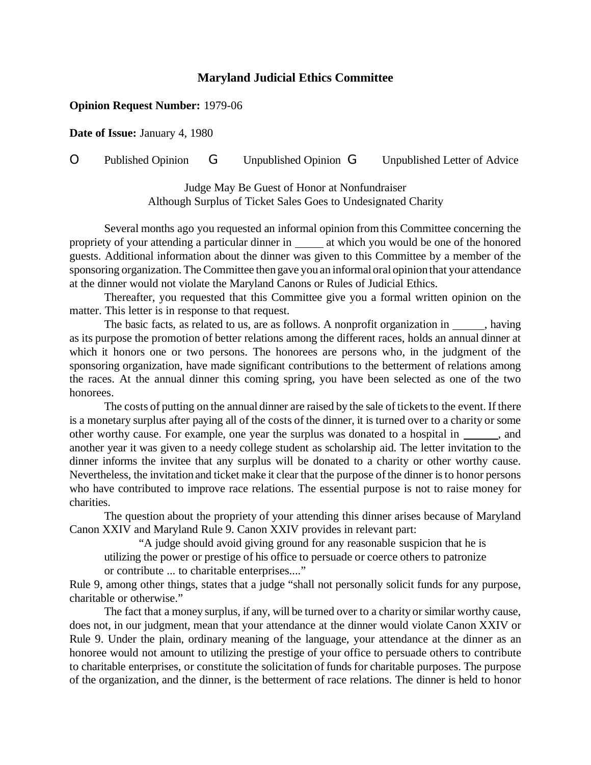# Maryland Judicial Ethics Committee

**Opinion Request Number:** 1979-06

**Date of Issue:** January 4, 1980

O Published Opinion G Unpublished Opinion G Unpublished Letter of Advice

Judge May Be Guest of Honor at Nonfundraiser
Although Surplus of Ticket Sales Goes to Undesignated Charity

Several months ago you requested an informal opinion from this Committee concerning the propriety of your attending a particular dinner in _____ at which you would be one of the honored guests. Additional information about the dinner was given to this Committee by a member of the sponsoring organization. The Committee then gave you an informal oral opinion that your attendance at the dinner would not violate the Maryland Canons or Rules of Judicial Ethics.

Thereafter, you requested that this Committee give you a formal written opinion on the matter. This letter is in response to that request.

The basic facts, as related to us, are as follows. A nonprofit organization in ______, having as its purpose the promotion of better relations among the different races, holds an annual dinner at which it honors one or two persons. The honorees are persons who, in the judgment of the sponsoring organization, have made significant contributions to the betterment of relations among the races. At the annual dinner this coming spring, you have been selected as one of the two honorees.

The costs of putting on the annual dinner are raised by the sale of tickets to the event. If there is a monetary surplus after paying all of the costs of the dinner, it is turned over to a charity or some other worthy cause. For example, one year the surplus was donated to a hospital in ______, and another year it was given to a needy college student as scholarship aid. The letter invitation to the dinner informs the invitee that any surplus will be donated to a charity or other worthy cause. Nevertheless, the invitation and ticket make it clear that the purpose of the dinner is to honor persons who have contributed to improve race relations. The essential purpose is not to raise money for charities.

The question about the propriety of your attending this dinner arises because of Maryland Canon XXIV and Maryland Rule 9. Canon XXIV provides in relevant part:

> "A judge should avoid giving ground for any reasonable suspicion that he is utilizing the power or prestige of his office to persuade or coerce others to patronize or contribute ... to charitable enterprises...."

Rule 9, among other things, states that a judge "shall not personally solicit funds for any purpose, charitable or otherwise."

The fact that a money surplus, if any, will be turned over to a charity or similar worthy cause, does not, in our judgment, mean that your attendance at the dinner would violate Canon XXIV or Rule 9. Under the plain, ordinary meaning of the language, your attendance at the dinner as an honoree would not amount to utilizing the prestige of your office to persuade others to contribute to charitable enterprises, or constitute the solicitation of funds for charitable purposes. The purpose of the organization, and the dinner, is the betterment of race relations. The dinner is held to honor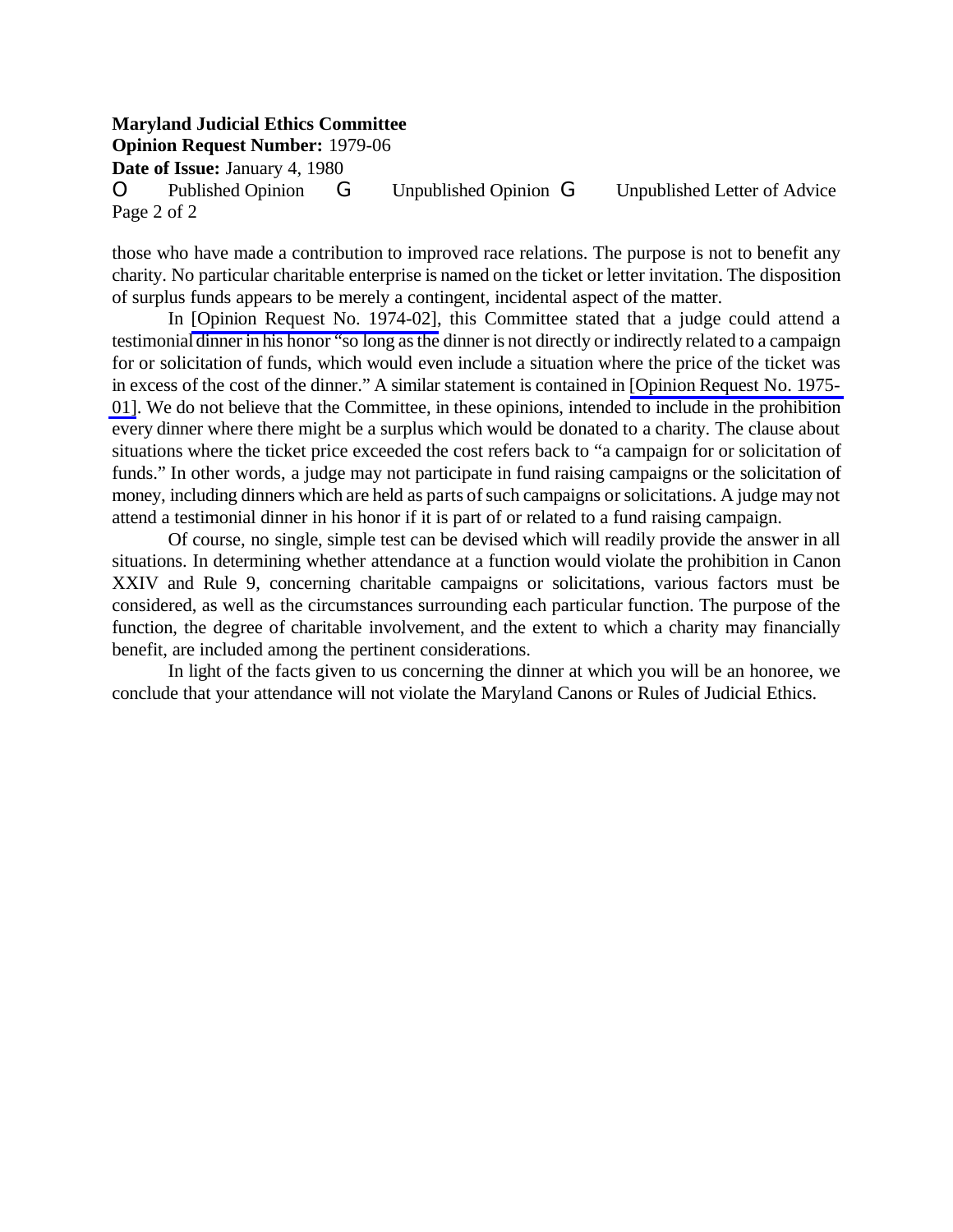those who have made a contribution to improved race relations. The purpose is not to benefit any charity. No particular charitable enterprise is named on the ticket or letter invitation. The disposition of surplus funds appears to be merely a contingent, incidental aspect of the matter.

In [Opinion Request No. 1974-02], this Committee stated that a judge could attend a testimonial dinner in his honor "so long as the dinner is not directly or indirectly related to a campaign for or solicitation of funds, which would even include a situation where the price of the ticket was in excess of the cost of the dinner." A similar statement is contained in [Opinion Request No. 1975-01]. We do not believe that the Committee, in these opinions, intended to include in the prohibition every dinner where there might be a surplus which would be donated to a charity. The clause about situations where the ticket price exceeded the cost refers back to "a campaign for or solicitation of funds." In other words, a judge may not participate in fund raising campaigns or the solicitation of money, including dinners which are held as parts of such campaigns or solicitations. A judge may not attend a testimonial dinner in his honor if it is part of or related to a fund raising campaign.

Of course, no single, simple test can be devised which will readily provide the answer in all situations. In determining whether attendance at a function would violate the prohibition in Canon XXIV and Rule 9, concerning charitable campaigns or solicitations, various factors must be considered, as well as the circumstances surrounding each particular function. The purpose of the function, the degree of charitable involvement, and the extent to which a charity may financially benefit, are included among the pertinent considerations.

In light of the facts given to us concerning the dinner at which you will be an honoree, we conclude that your attendance will not violate the Maryland Canons or Rules of Judicial Ethics.